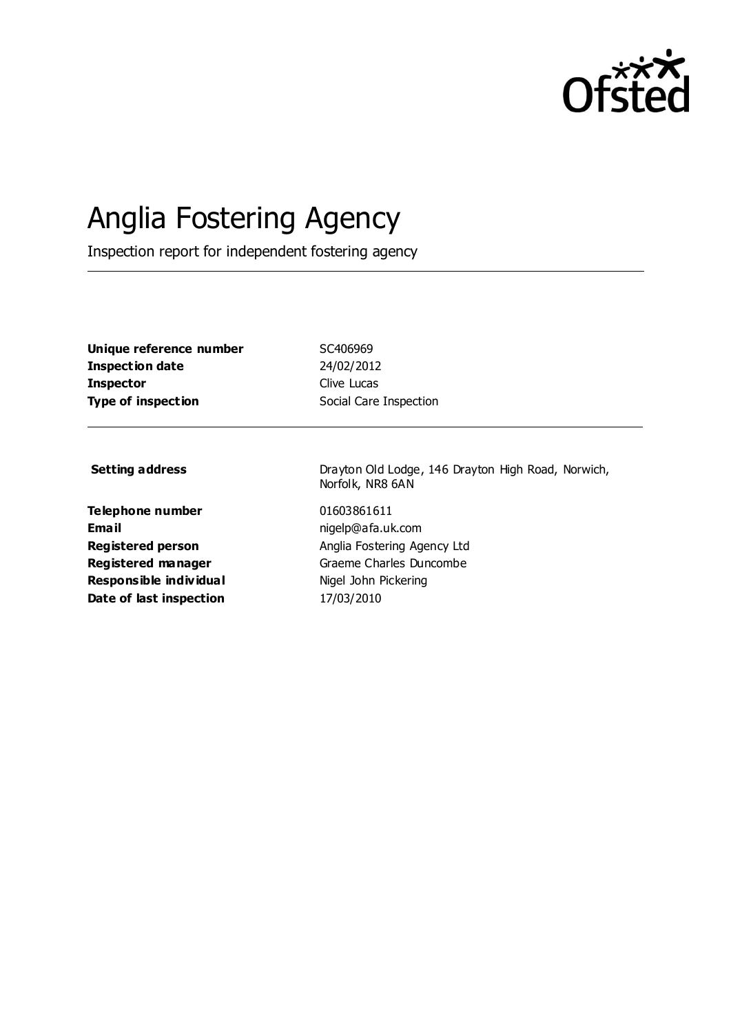# Anglia Fostering Agency

Inspection report for independent fostering agency

| | |
|---|---|
| **Unique reference number** | SC406969 |
| **Inspection date** | 24/02/2012 |
| **Inspector** | Clive Lucas |
| **Type of inspection** | Social Care Inspection |

| | |
|---|---|
| **Setting address** | Drayton Old Lodge, 146 Drayton High Road, Norwich, Norfolk, NR8 6AN |
| **Telephone number** | 01603861611 |
| **Email** | nigelp@afa.uk.com |
| **Registered person** | Anglia Fostering Agency Ltd |
| **Registered manager** | Graeme Charles Duncombe |
| **Responsible individual** | Nigel John Pickering |
| **Date of last inspection** | 17/03/2010 |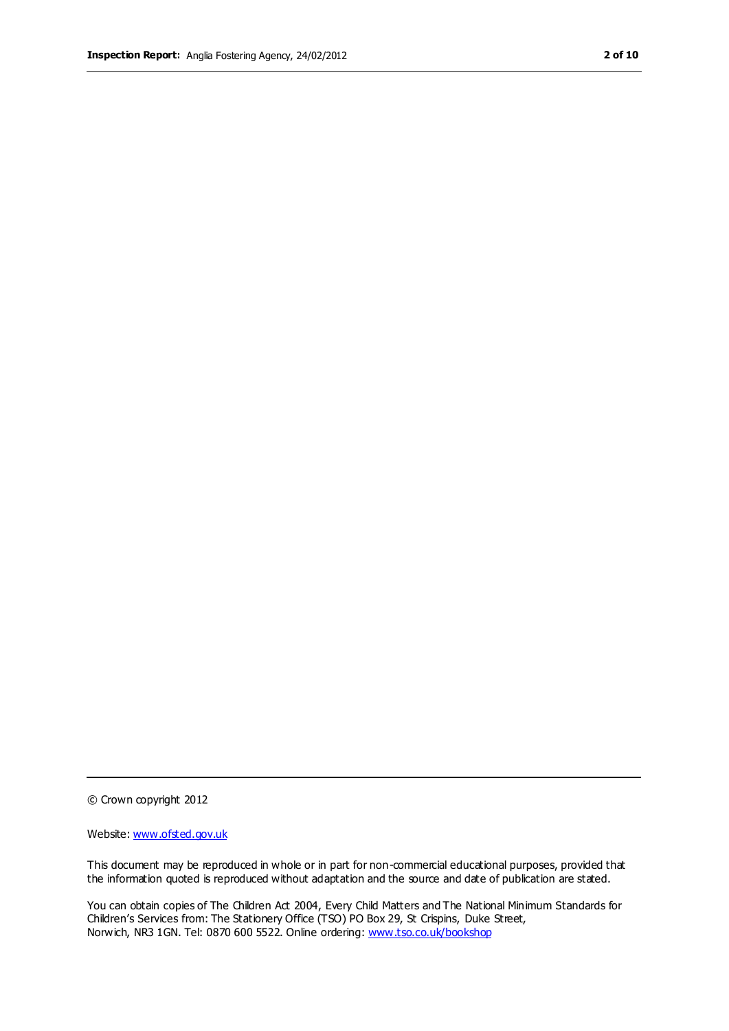© Crown copyright 2012

Website: [www.ofsted.gov.uk](http://www.ofsted.gov.uk)

This document may be reproduced in whole or in part for non-commercial educational purposes, provided that the information quoted is reproduced without adaptation and the source and date of publication are stated.

You can obtain copies of The Children Act 2004, Every Child Matters and The National Minimum Standards for Children's Services from: The Stationery Office (TSO) PO Box 29, St Crispins, Duke Street, Norwich, NR3 1GN. Tel: 0870 600 5522. Online ordering: [www.tso.co.uk/bookshop](http://www.tso.co.uk/bookshop)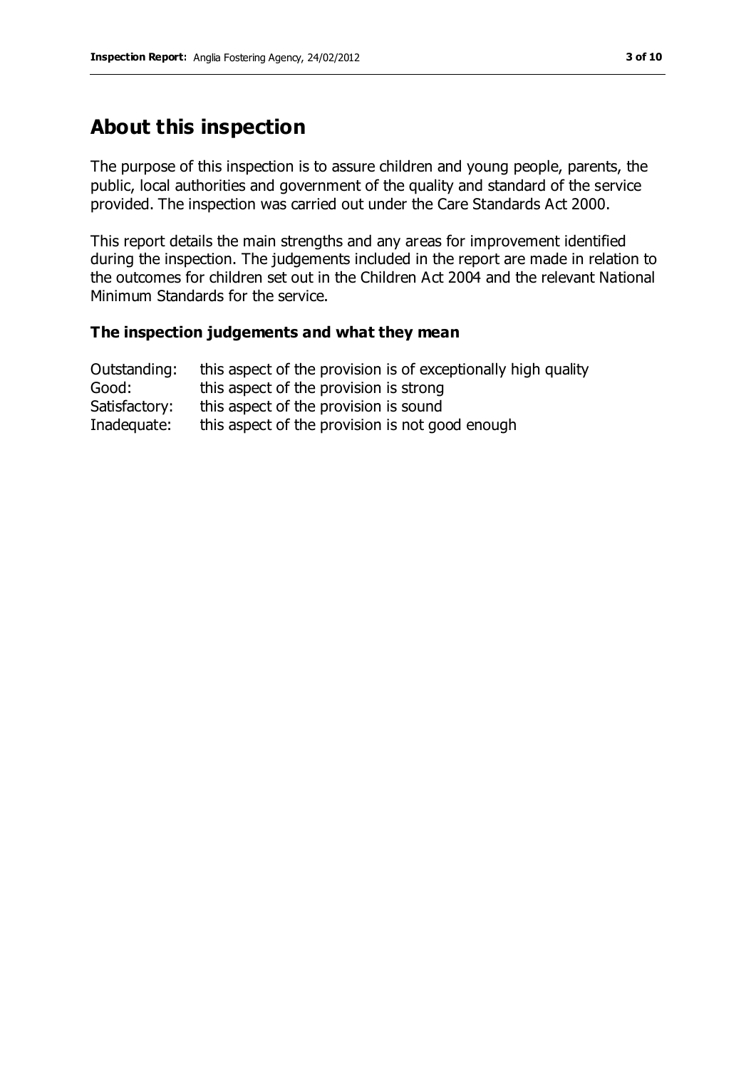## About this inspection

The purpose of this inspection is to assure children and young people, parents, the public, local authorities and government of the quality and standard of the service provided. The inspection was carried out under the Care Standards Act 2000.

This report details the main strengths and any areas for improvement identified during the inspection. The judgements included in the report are made in relation to the outcomes for children set out in the Children Act 2004 and the relevant National Minimum Standards for the service.

### The inspection judgements and what they mean

| | |
|---|---|
| Outstanding: | this aspect of the provision is of exceptionally high quality |
| Good: | this aspect of the provision is strong |
| Satisfactory: | this aspect of the provision is sound |
| Inadequate: | this aspect of the provision is not good enough |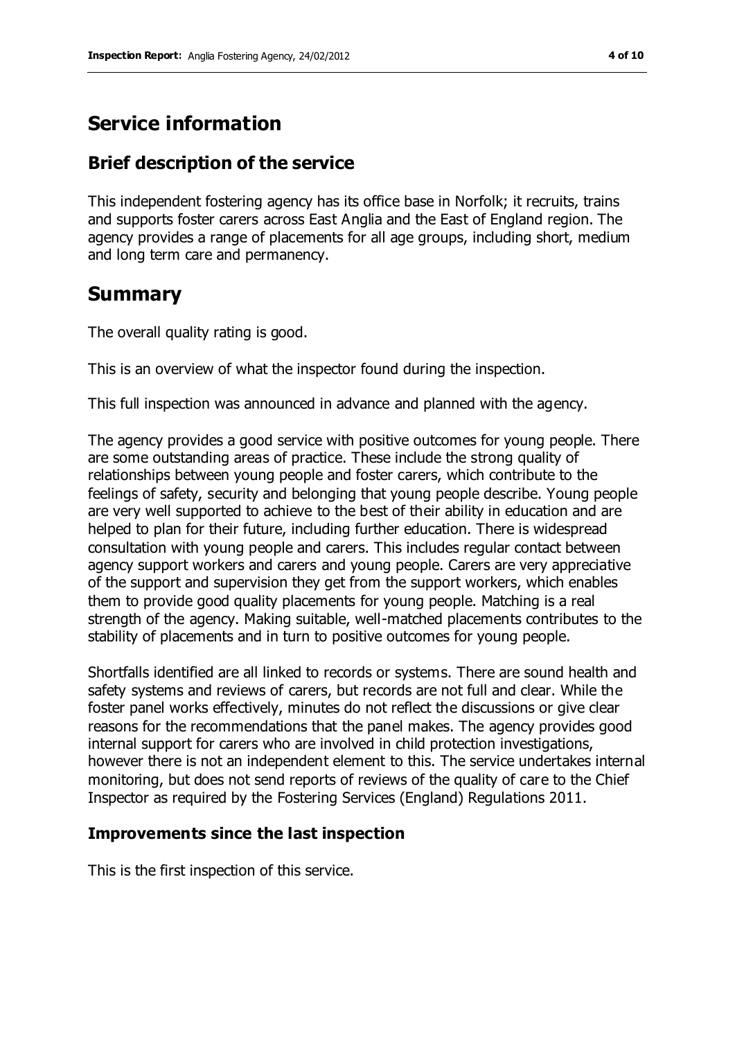# Service information

## Brief description of the service

This independent fostering agency has its office base in Norfolk; it recruits, trains and supports foster carers across East Anglia and the East of England region. The agency provides a range of placements for all age groups, including short, medium and long term care and permanency.

# Summary

The overall quality rating is good.

This is an overview of what the inspector found during the inspection.

This full inspection was announced in advance and planned with the agency.

The agency provides a good service with positive outcomes for young people. There are some outstanding areas of practice. These include the strong quality of relationships between young people and foster carers, which contribute to the feelings of safety, security and belonging that young people describe. Young people are very well supported to achieve to the best of their ability in education and are helped to plan for their future, including further education. There is widespread consultation with young people and carers. This includes regular contact between agency support workers and carers and young people. Carers are very appreciative of the support and supervision they get from the support workers, which enables them to provide good quality placements for young people. Matching is a real strength of the agency. Making suitable, well-matched placements contributes to the stability of placements and in turn to positive outcomes for young people.

Shortfalls identified are all linked to records or systems. There are sound health and safety systems and reviews of carers, but records are not full and clear. While the foster panel works effectively, minutes do not reflect the discussions or give clear reasons for the recommendations that the panel makes. The agency provides good internal support for carers who are involved in child protection investigations, however there is not an independent element to this. The service undertakes internal monitoring, but does not send reports of reviews of the quality of care to the Chief Inspector as required by the Fostering Services (England) Regulations 2011.

## Improvements since the last inspection

This is the first inspection of this service.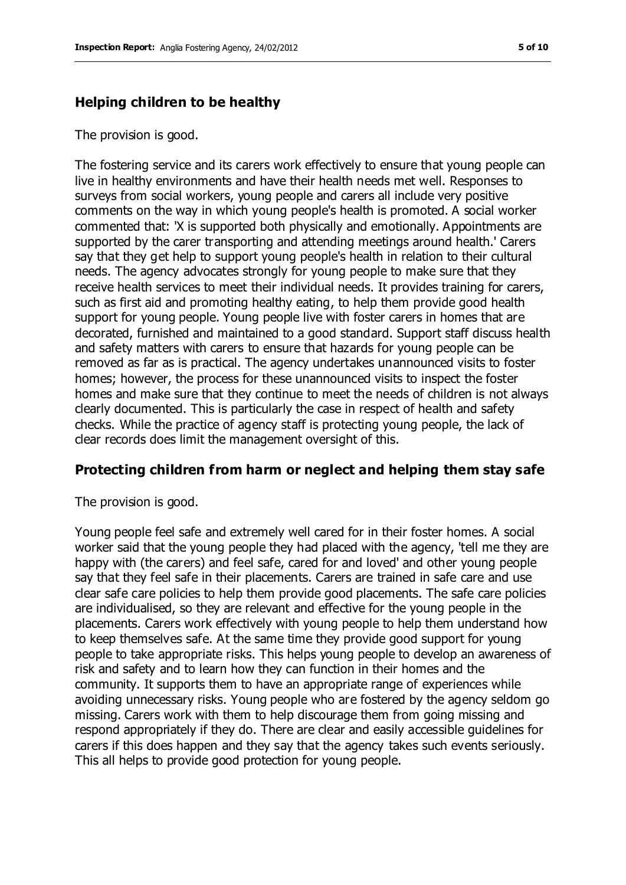## Helping children to be healthy

The provision is good.

The fostering service and its carers work effectively to ensure that young people can live in healthy environments and have their health needs met well. Responses to surveys from social workers, young people and carers all include very positive comments on the way in which young people's health is promoted. A social worker commented that: 'X is supported both physically and emotionally. Appointments are supported by the carer transporting and attending meetings around health.' Carers say that they get help to support young people's health in relation to their cultural needs. The agency advocates strongly for young people to make sure that they receive health services to meet their individual needs. It provides training for carers, such as first aid and promoting healthy eating, to help them provide good health support for young people. Young people live with foster carers in homes that are decorated, furnished and maintained to a good standard. Support staff discuss health and safety matters with carers to ensure that hazards for young people can be removed as far as is practical. The agency undertakes unannounced visits to foster homes; however, the process for these unannounced visits to inspect the foster homes and make sure that they continue to meet the needs of children is not always clearly documented. This is particularly the case in respect of health and safety checks. While the practice of agency staff is protecting young people, the lack of clear records does limit the management oversight of this.

## Protecting children from harm or neglect and helping them stay safe

The provision is good.

Young people feel safe and extremely well cared for in their foster homes. A social worker said that the young people they had placed with the agency, 'tell me they are happy with (the carers) and feel safe, cared for and loved' and other young people say that they feel safe in their placements. Carers are trained in safe care and use clear safe care policies to help them provide good placements. The safe care policies are individualised, so they are relevant and effective for the young people in the placements. Carers work effectively with young people to help them understand how to keep themselves safe. At the same time they provide good support for young people to take appropriate risks. This helps young people to develop an awareness of risk and safety and to learn how they can function in their homes and the community. It supports them to have an appropriate range of experiences while avoiding unnecessary risks. Young people who are fostered by the agency seldom go missing. Carers work with them to help discourage them from going missing and respond appropriately if they do. There are clear and easily accessible guidelines for carers if this does happen and they say that the agency takes such events seriously. This all helps to provide good protection for young people.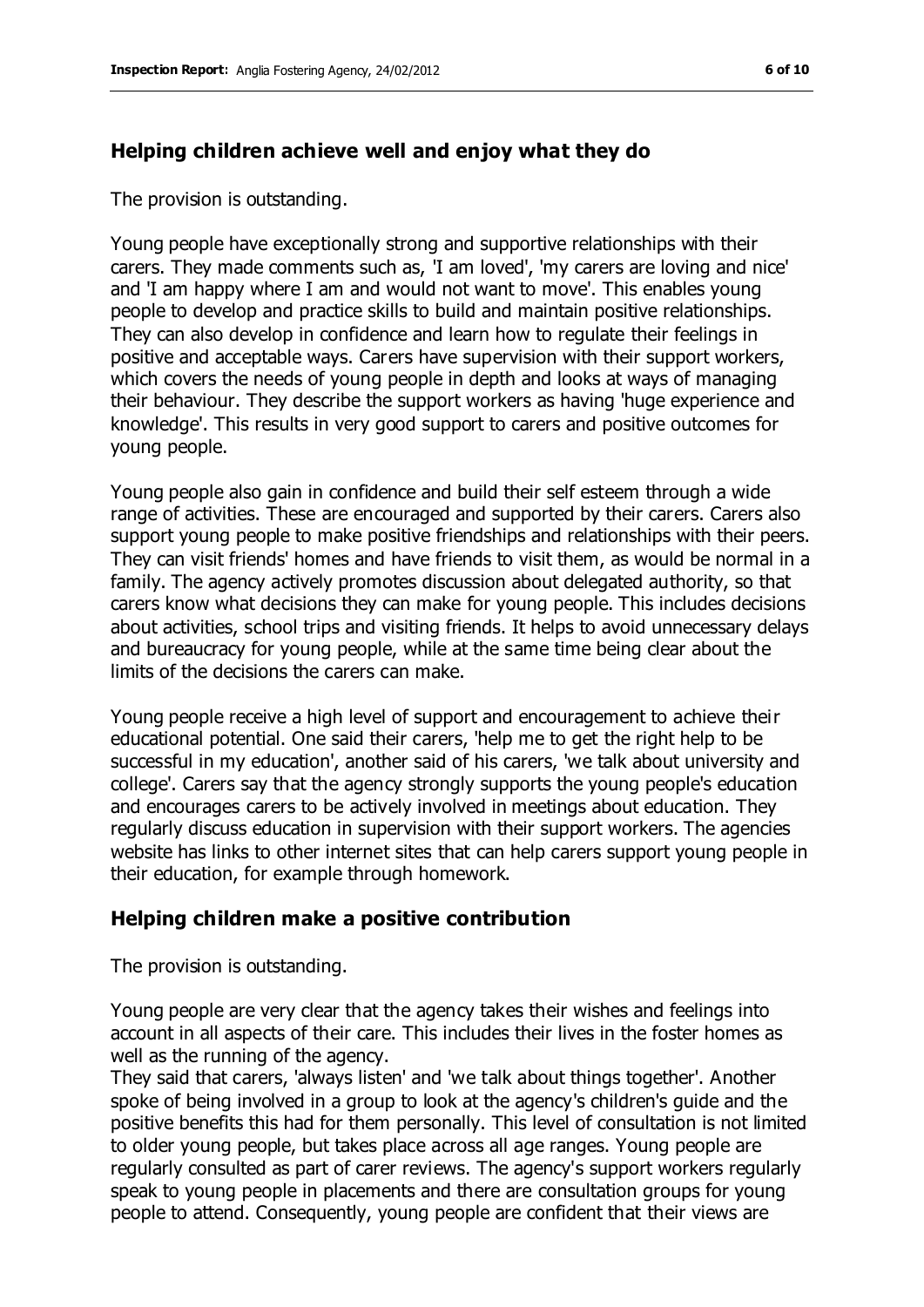## Helping children achieve well and enjoy what they do

The provision is outstanding.

Young people have exceptionally strong and supportive relationships with their carers. They made comments such as, 'I am loved', 'my carers are loving and nice' and 'I am happy where I am and would not want to move'. This enables young people to develop and practice skills to build and maintain positive relationships. They can also develop in confidence and learn how to regulate their feelings in positive and acceptable ways. Carers have supervision with their support workers, which covers the needs of young people in depth and looks at ways of managing their behaviour. They describe the support workers as having 'huge experience and knowledge'. This results in very good support to carers and positive outcomes for young people.

Young people also gain in confidence and build their self esteem through a wide range of activities. These are encouraged and supported by their carers. Carers also support young people to make positive friendships and relationships with their peers. They can visit friends' homes and have friends to visit them, as would be normal in a family. The agency actively promotes discussion about delegated authority, so that carers know what decisions they can make for young people. This includes decisions about activities, school trips and visiting friends. It helps to avoid unnecessary delays and bureaucracy for young people, while at the same time being clear about the limits of the decisions the carers can make.

Young people receive a high level of support and encouragement to achieve their educational potential. One said their carers, 'help me to get the right help to be successful in my education', another said of his carers, 'we talk about university and college'. Carers say that the agency strongly supports the young people's education and encourages carers to be actively involved in meetings about education. They regularly discuss education in supervision with their support workers. The agencies website has links to other internet sites that can help carers support young people in their education, for example through homework.

## Helping children make a positive contribution

The provision is outstanding.

Young people are very clear that the agency takes their wishes and feelings into account in all aspects of their care. This includes their lives in the foster homes as well as the running of the agency.
They said that carers, 'always listen' and 'we talk about things together'. Another spoke of being involved in a group to look at the agency's children's guide and the positive benefits this had for them personally. This level of consultation is not limited to older young people, but takes place across all age ranges. Young people are regularly consulted as part of carer reviews. The agency's support workers regularly speak to young people in placements and there are consultation groups for young people to attend. Consequently, young people are confident that their views are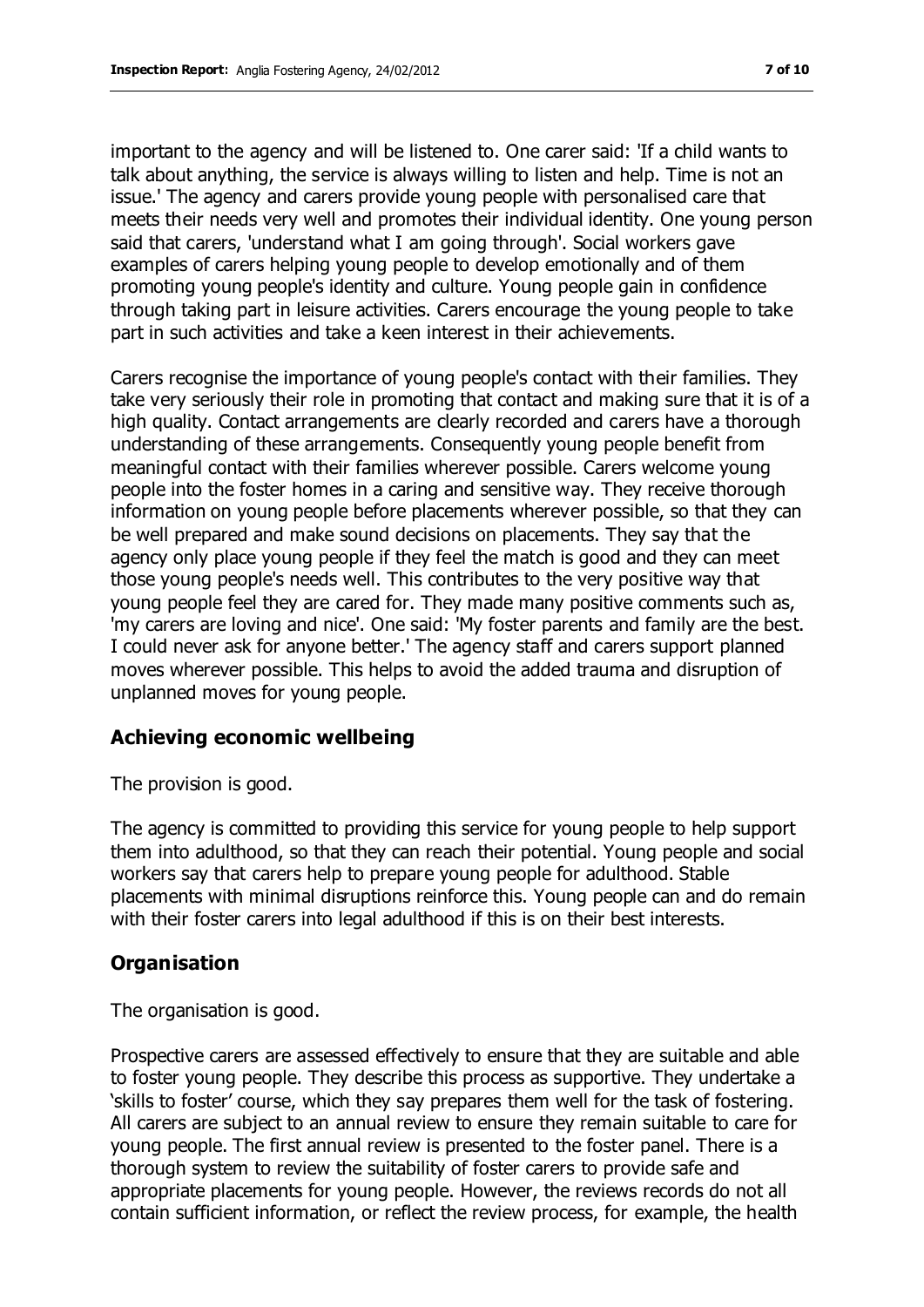important to the agency and will be listened to. One carer said: 'If a child wants to talk about anything, the service is always willing to listen and help. Time is not an issue.' The agency and carers provide young people with personalised care that meets their needs very well and promotes their individual identity. One young person said that carers, 'understand what I am going through'. Social workers gave examples of carers helping young people to develop emotionally and of them promoting young people's identity and culture. Young people gain in confidence through taking part in leisure activities. Carers encourage the young people to take part in such activities and take a keen interest in their achievements.

Carers recognise the importance of young people's contact with their families. They take very seriously their role in promoting that contact and making sure that it is of a high quality. Contact arrangements are clearly recorded and carers have a thorough understanding of these arrangements. Consequently young people benefit from meaningful contact with their families wherever possible. Carers welcome young people into the foster homes in a caring and sensitive way. They receive thorough information on young people before placements wherever possible, so that they can be well prepared and make sound decisions on placements. They say that the agency only place young people if they feel the match is good and they can meet those young people's needs well. This contributes to the very positive way that young people feel they are cared for. They made many positive comments such as, 'my carers are loving and nice'. One said: 'My foster parents and family are the best. I could never ask for anyone better.' The agency staff and carers support planned moves wherever possible. This helps to avoid the added trauma and disruption of unplanned moves for young people.

## Achieving economic wellbeing

The provision is good.

The agency is committed to providing this service for young people to help support them into adulthood, so that they can reach their potential. Young people and social workers say that carers help to prepare young people for adulthood. Stable placements with minimal disruptions reinforce this. Young people can and do remain with their foster carers into legal adulthood if this is on their best interests.

## Organisation

The organisation is good.

Prospective carers are assessed effectively to ensure that they are suitable and able to foster young people. They describe this process as supportive. They undertake a 'skills to foster' course, which they say prepares them well for the task of fostering. All carers are subject to an annual review to ensure they remain suitable to care for young people. The first annual review is presented to the foster panel. There is a thorough system to review the suitability of foster carers to provide safe and appropriate placements for young people. However, the reviews records do not all contain sufficient information, or reflect the review process, for example, the health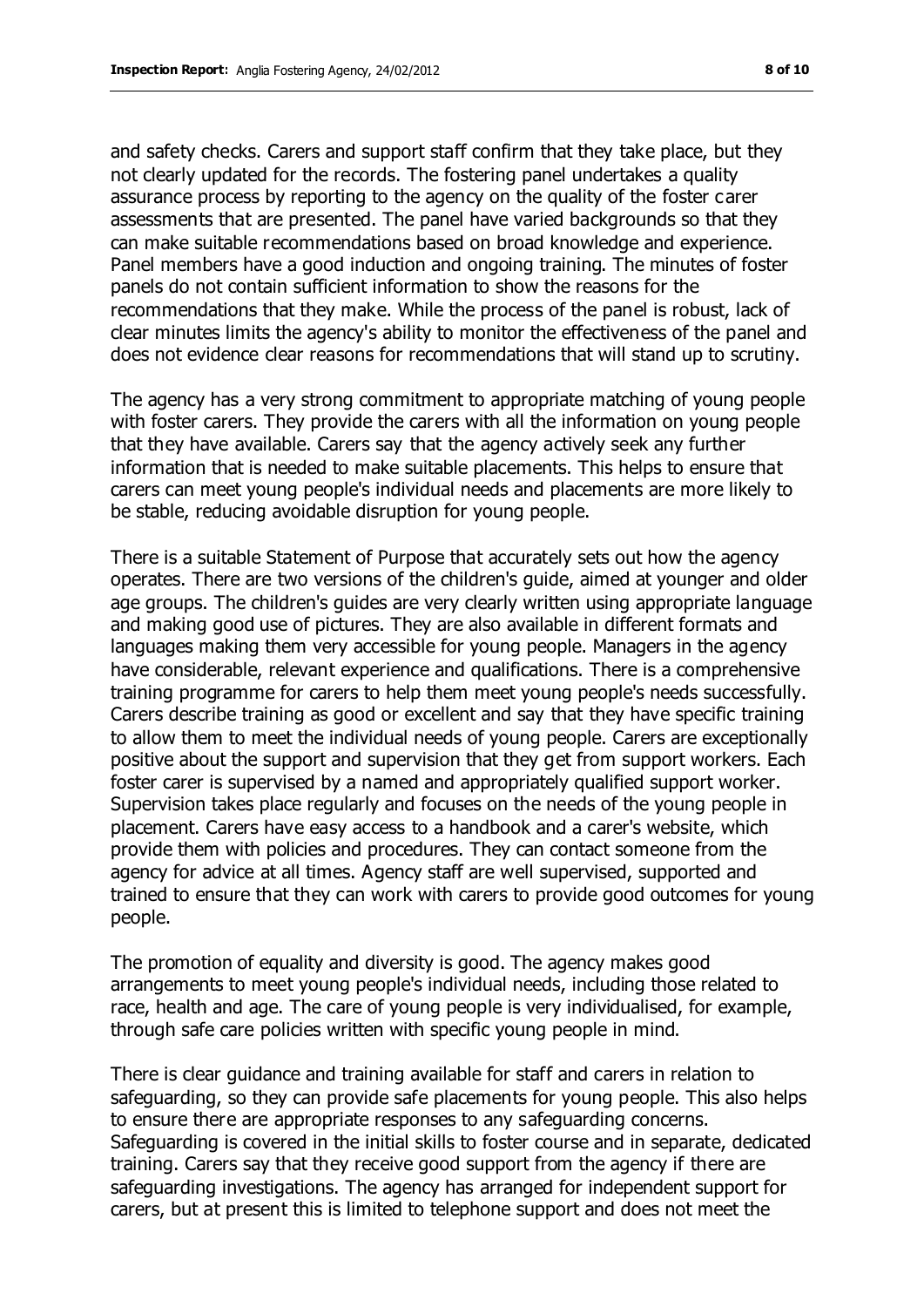and safety checks. Carers and support staff confirm that they take place, but they not clearly updated for the records. The fostering panel undertakes a quality assurance process by reporting to the agency on the quality of the foster carer assessments that are presented. The panel have varied backgrounds so that they can make suitable recommendations based on broad knowledge and experience. Panel members have a good induction and ongoing training. The minutes of foster panels do not contain sufficient information to show the reasons for the recommendations that they make. While the process of the panel is robust, lack of clear minutes limits the agency's ability to monitor the effectiveness of the panel and does not evidence clear reasons for recommendations that will stand up to scrutiny.

The agency has a very strong commitment to appropriate matching of young people with foster carers. They provide the carers with all the information on young people that they have available. Carers say that the agency actively seek any further information that is needed to make suitable placements. This helps to ensure that carers can meet young people's individual needs and placements are more likely to be stable, reducing avoidable disruption for young people.

There is a suitable Statement of Purpose that accurately sets out how the agency operates. There are two versions of the children's guide, aimed at younger and older age groups. The children's guides are very clearly written using appropriate language and making good use of pictures. They are also available in different formats and languages making them very accessible for young people. Managers in the agency have considerable, relevant experience and qualifications. There is a comprehensive training programme for carers to help them meet young people's needs successfully. Carers describe training as good or excellent and say that they have specific training to allow them to meet the individual needs of young people. Carers are exceptionally positive about the support and supervision that they get from support workers. Each foster carer is supervised by a named and appropriately qualified support worker. Supervision takes place regularly and focuses on the needs of the young people in placement. Carers have easy access to a handbook and a carer's website, which provide them with policies and procedures. They can contact someone from the agency for advice at all times. Agency staff are well supervised, supported and trained to ensure that they can work with carers to provide good outcomes for young people.

The promotion of equality and diversity is good. The agency makes good arrangements to meet young people's individual needs, including those related to race, health and age. The care of young people is very individualised, for example, through safe care policies written with specific young people in mind.

There is clear guidance and training available for staff and carers in relation to safeguarding, so they can provide safe placements for young people. This also helps to ensure there are appropriate responses to any safeguarding concerns. Safeguarding is covered in the initial skills to foster course and in separate, dedicated training. Carers say that they receive good support from the agency if there are safeguarding investigations. The agency has arranged for independent support for carers, but at present this is limited to telephone support and does not meet the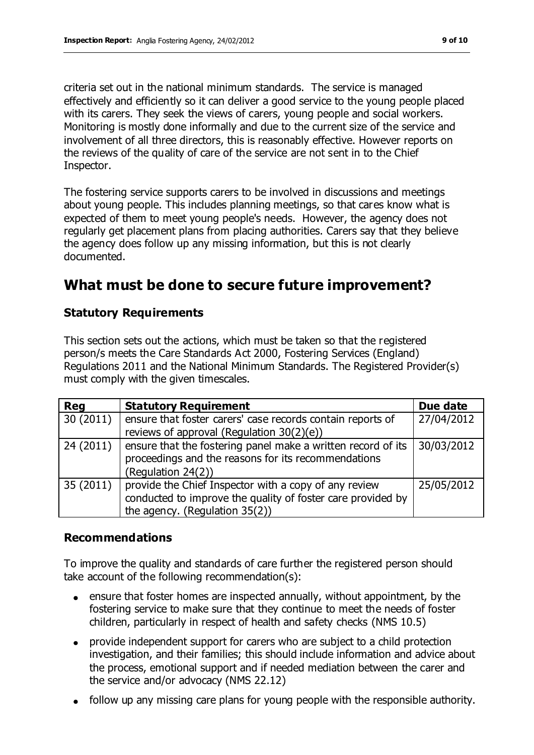criteria set out in the national minimum standards. The service is managed effectively and efficiently so it can deliver a good service to the young people placed with its carers. They seek the views of carers, young people and social workers. Monitoring is mostly done informally and due to the current size of the service and involvement of all three directors, this is reasonably effective. However reports on the reviews of the quality of care of the service are not sent in to the Chief Inspector.

The fostering service supports carers to be involved in discussions and meetings about young people. This includes planning meetings, so that cares know what is expected of them to meet young people's needs. However, the agency does not regularly get placement plans from placing authorities. Carers say that they believe the agency does follow up any missing information, but this is not clearly documented.

## What must be done to secure future improvement?

### Statutory Requirements

This section sets out the actions, which must be taken so that the registered person/s meets the Care Standards Act 2000, Fostering Services (England) Regulations 2011 and the National Minimum Standards. The Registered Provider(s) must comply with the given timescales.

| Reg | Statutory Requirement | Due date |
|---|---|---|
| 30 (2011) | ensure that foster carers' case records contain reports of reviews of approval (Regulation 30(2)(e)) | 27/04/2012 |
| 24 (2011) | ensure that the fostering panel make a written record of its proceedings and the reasons for its recommendations (Regulation 24(2)) | 30/03/2012 |
| 35 (2011) | provide the Chief Inspector with a copy of any review conducted to improve the quality of foster care provided by the agency. (Regulation 35(2)) | 25/05/2012 |

### Recommendations

To improve the quality and standards of care further the registered person should take account of the following recommendation(s):

- ensure that foster homes are inspected annually, without appointment, by the fostering service to make sure that they continue to meet the needs of foster children, particularly in respect of health and safety checks (NMS 10.5)
- provide independent support for carers who are subject to a child protection investigation, and their families; this should include information and advice about the process, emotional support and if needed mediation between the carer and the service and/or advocacy (NMS 22.12)
- follow up any missing care plans for young people with the responsible authority.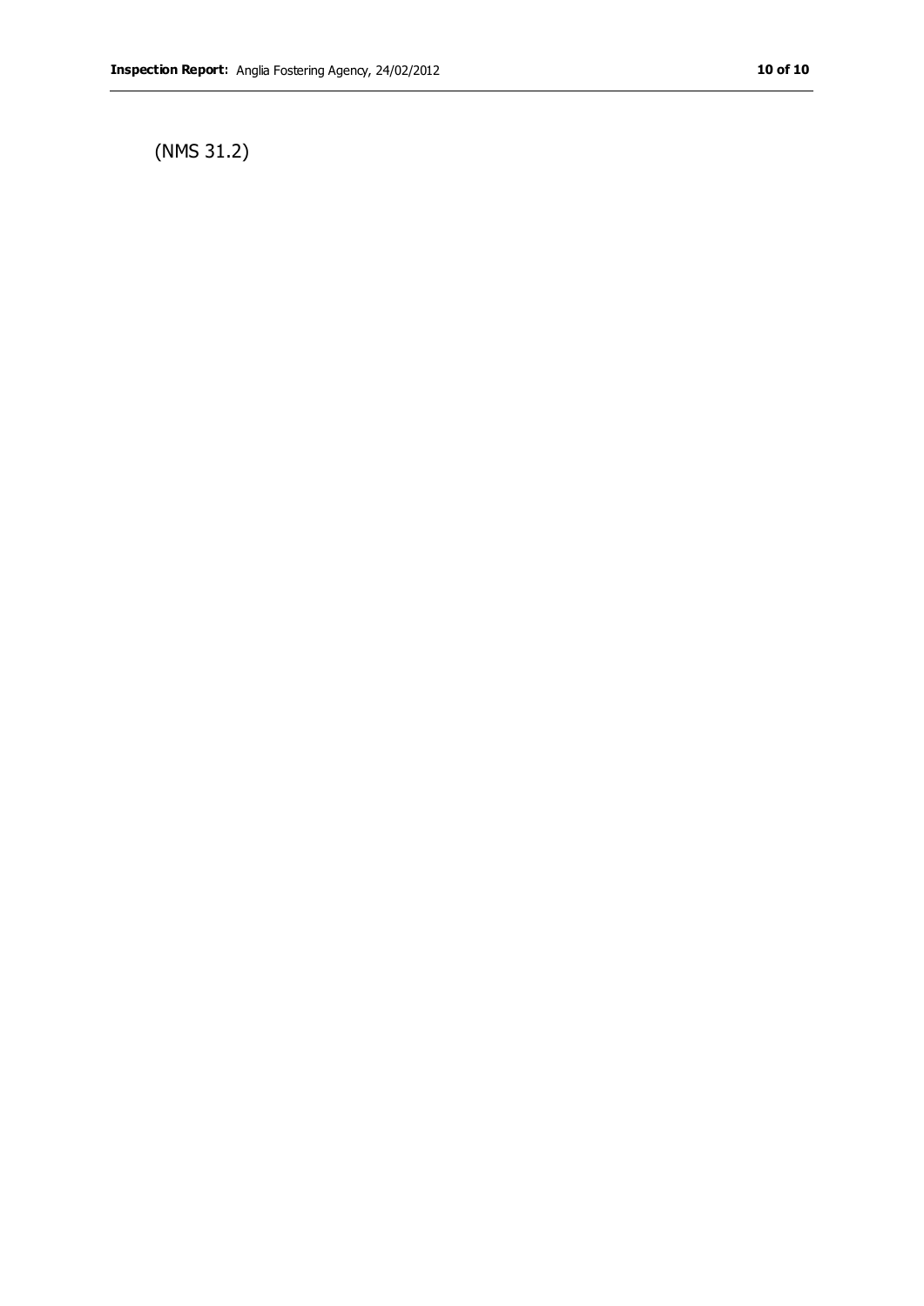(NMS 31.2)